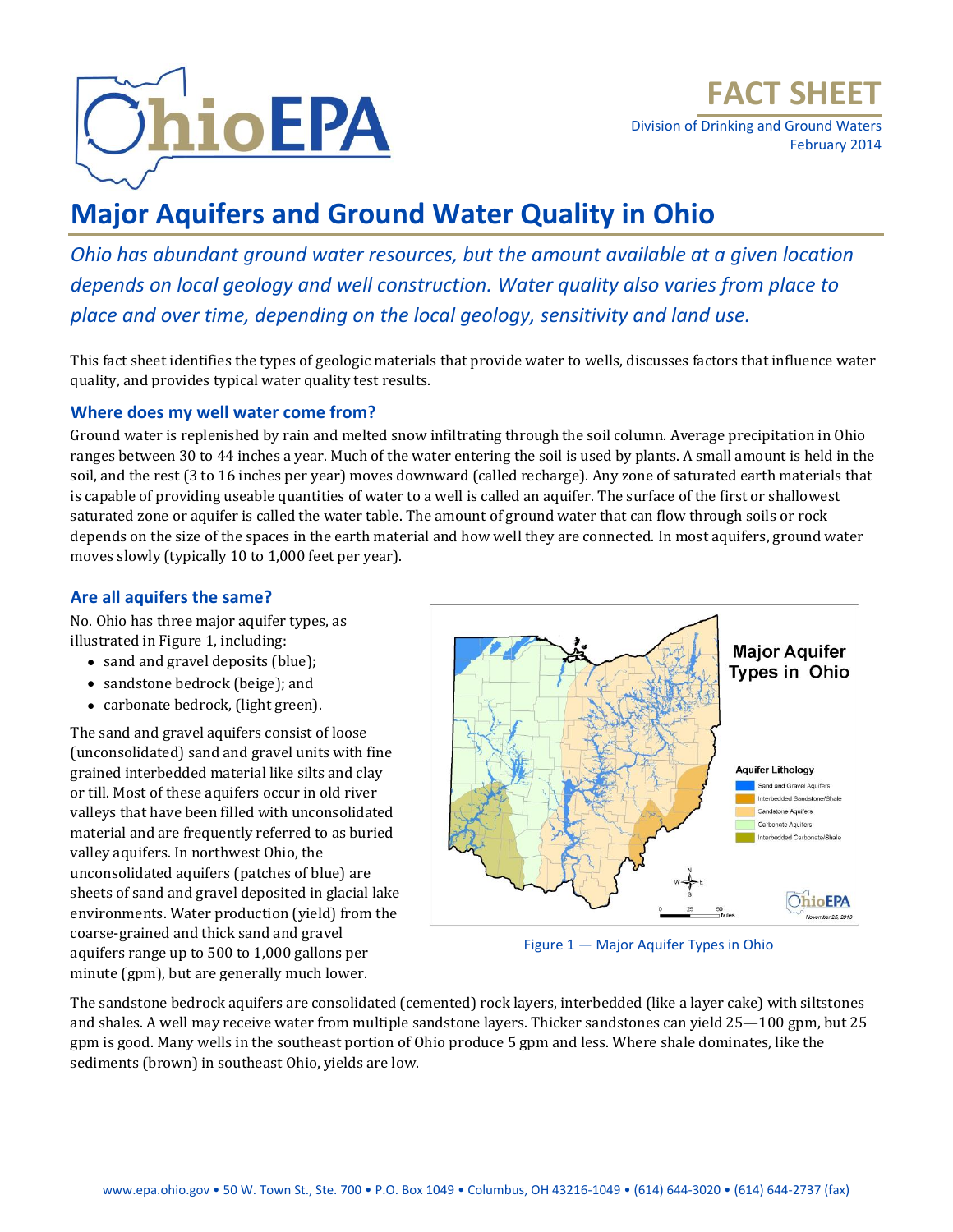FACT SHEET

Division of Drinking and Ground Waters
February 2014

# Major Aquifers and Ground Water Quality in Ohio

*Ohio has abundant ground water resources, but the amount available at a given location depends on local geology and well construction. Water quality also varies from place to place and over time, depending on the local geology, sensitivity and land use.*

This fact sheet identifies the types of geologic materials that provide water to wells, discusses factors that influence water quality, and provides typical water quality test results.

## Where does my well water come from?

Ground water is replenished by rain and melted snow infiltrating through the soil column. Average precipitation in Ohio ranges between 30 to 44 inches a year. Much of the water entering the soil is used by plants. A small amount is held in the soil, and the rest (3 to 16 inches per year) moves downward (called recharge). Any zone of saturated earth materials that is capable of providing useable quantities of water to a well is called an aquifer. The surface of the first or shallowest saturated zone or aquifer is called the water table. The amount of ground water that can flow through soils or rock depends on the size of the spaces in the earth material and how well they are connected. In most aquifers, ground water moves slowly (typically 10 to 1,000 feet per year).

## Are all aquifers the same?

No. Ohio has three major aquifer types, as illustrated in Figure 1, including:

- sand and gravel deposits (blue);
- sandstone bedrock (beige); and
- carbonate bedrock, (light green).

The sand and gravel aquifers consist of loose (unconsolidated) sand and gravel units with fine grained interbedded material like silts and clay or till. Most of these aquifers occur in old river valleys that have been filled with unconsolidated material and are frequently referred to as buried valley aquifers. In northwest Ohio, the unconsolidated aquifers (patches of blue) are sheets of sand and gravel deposited in glacial lake environments. Water production (yield) from the coarse-grained and thick sand and gravel aquifers range up to 500 to 1,000 gallons per minute (gpm), but are generally much lower.

Figure 1 — Major Aquifer Types in Ohio

The sandstone bedrock aquifers are consolidated (cemented) rock layers, interbedded (like a layer cake) with siltstones and shales. A well may receive water from multiple sandstone layers. Thicker sandstones can yield 25—100 gpm, but 25 gpm is good. Many wells in the southeast portion of Ohio produce 5 gpm and less. Where shale dominates, like the sediments (brown) in southeast Ohio, yields are low.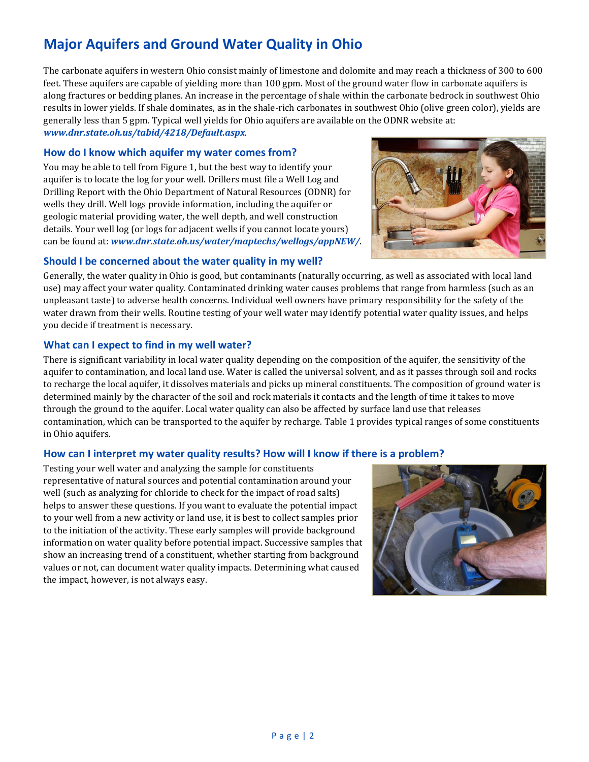# Major Aquifers and Ground Water Quality in Ohio

The carbonate aquifers in western Ohio consist mainly of limestone and dolomite and may reach a thickness of 300 to 600 feet. These aquifers are capable of yielding more than 100 gpm. Most of the ground water flow in carbonate aquifers is along fractures or bedding planes. An increase in the percentage of shale within the carbonate bedrock in southwest Ohio results in lower yields. If shale dominates, as in the shale-rich carbonates in southwest Ohio (olive green color), yields are generally less than 5 gpm. Typical well yields for Ohio aquifers are available on the ODNR website at: ***www.dnr.state.oh.us/tabid/4218/Default.aspx***.

## How do I know which aquifer my water comes from?

You may be able to tell from Figure 1, but the best way to identify your aquifer is to locate the log for your well. Drillers must file a Well Log and Drilling Report with the Ohio Department of Natural Resources (ODNR) for wells they drill. Well logs provide information, including the aquifer or geologic material providing water, the well depth, and well construction details. Your well log (or logs for adjacent wells if you cannot locate yours) can be found at: ***www.dnr.state.oh.us/water/maptechs/wellogs/appNEW/***.

## Should I be concerned about the water quality in my well?

Generally, the water quality in Ohio is good, but contaminants (naturally occurring, as well as associated with local land use) may affect your water quality. Contaminated drinking water causes problems that range from harmless (such as an unpleasant taste) to adverse health concerns. Individual well owners have primary responsibility for the safety of the water drawn from their wells. Routine testing of your well water may identify potential water quality issues, and helps you decide if treatment is necessary.

## What can I expect to find in my well water?

There is significant variability in local water quality depending on the composition of the aquifer, the sensitivity of the aquifer to contamination, and local land use. Water is called the universal solvent, and as it passes through soil and rocks to recharge the local aquifer, it dissolves materials and picks up mineral constituents. The composition of ground water is determined mainly by the character of the soil and rock materials it contacts and the length of time it takes to move through the ground to the aquifer. Local water quality can also be affected by surface land use that releases contamination, which can be transported to the aquifer by recharge. Table 1 provides typical ranges of some constituents in Ohio aquifers.

## How can I interpret my water quality results? How will I know if there is a problem?

Testing your well water and analyzing the sample for constituents representative of natural sources and potential contamination around your well (such as analyzing for chloride to check for the impact of road salts) helps to answer these questions. If you want to evaluate the potential impact to your well from a new activity or land use, it is best to collect samples prior to the initiation of the activity. These early samples will provide background information on water quality before potential impact. Successive samples that show an increasing trend of a constituent, whether starting from background values or not, can document water quality impacts. Determining what caused the impact, however, is not always easy.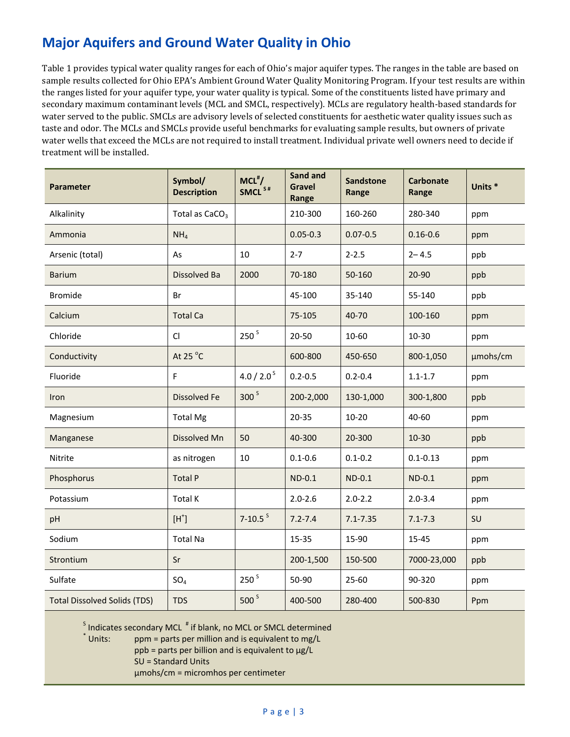## Major Aquifers and Ground Water Quality in Ohio

Table 1 provides typical water quality ranges for each of Ohio's major aquifer types. The ranges in the table are based on sample results collected for Ohio EPA's Ambient Ground Water Quality Monitoring Program. If your test results are within the ranges listed for your aquifer type, your water quality is typical. Some of the constituents listed have primary and secondary maximum contaminant levels (MCL and SMCL, respectively). MCLs are regulatory health-based standards for water served to the public. SMCLs are advisory levels of selected constituents for aesthetic water quality issues such as taste and odor. The MCLs and SMCLs provide useful benchmarks for evaluating sample results, but owners of private water wells that exceed the MCLs are not required to install treatment. Individual private well owners need to decide if treatment will be installed.

| Parameter | Symbol/ Description | MCL#/ SMCL S # | Sand and Gravel Range | Sandstone Range | Carbonate Range | Units * |
|---|---|---|---|---|---|---|
| Alkalinity | Total as $CaCO_3$ | | 210-300 | 160-260 | 280-340 | ppm |
| Ammonia | $NH_4$ | | 0.05-0.3 | 0.07-0.5 | 0.16-0.6 | ppm |
| Arsenic (total) | As | 10 | 2-7 | 2-2.5 | 2– 4.5 | ppb |
| Barium | Dissolved Ba | 2000 | 70-180 | 50-160 | 20-90 | ppb |
| Bromide | Br | | 45-100 | 35-140 | 55-140 | ppb |
| Calcium | Total Ca | | 75-105 | 40-70 | 100-160 | ppm |
| Chloride | Cl | 250 S | 20-50 | 10-60 | 10-30 | ppm |
| Conductivity | At 25 °C | | 600-800 | 450-650 | 800-1,050 | µmohs/cm |
| Fluoride | F | 4.0 / 2.0 S | 0.2-0.5 | 0.2-0.4 | 1.1-1.7 | ppm |
| Iron | Dissolved Fe | 300 S | 200-2,000 | 130-1,000 | 300-1,800 | ppb |
| Magnesium | Total Mg | | 20-35 | 10-20 | 40-60 | ppm |
| Manganese | Dissolved Mn | 50 | 40-300 | 20-300 | 10-30 | ppb |
| Nitrite | as nitrogen | 10 | 0.1-0.6 | 0.1-0.2 | 0.1-0.13 | ppm |
| Phosphorus | Total P | | ND-0.1 | ND-0.1 | ND-0.1 | ppm |
| Potassium | Total K | | 2.0-2.6 | 2.0-2.2 | 2.0-3.4 | ppm |
| pH | $[H^+]$ | 7-10.5 S | 7.2-7.4 | 7.1-7.35 | 7.1-7.3 | SU |
| Sodium | Total Na | | 15-35 | 15-90 | 15-45 | ppm |
| Strontium | Sr | | 200-1,500 | 150-500 | 7000-23,000 | ppb |
| Sulfate | $SO_4$ | 250 S | 50-90 | 25-60 | 90-320 | ppm |
| Total Dissolved Solids (TDS) | TDS | 500 S | 400-500 | 280-400 | 500-830 | Ppm |

S Indicates secondary MCL # if blank, no MCL or SMCL determined

* Units: ppm = parts per million and is equivalent to mg/L
ppb = parts per billion and is equivalent to µg/L
SU = Standard Units
µmohs/cm = micromhos per centimeter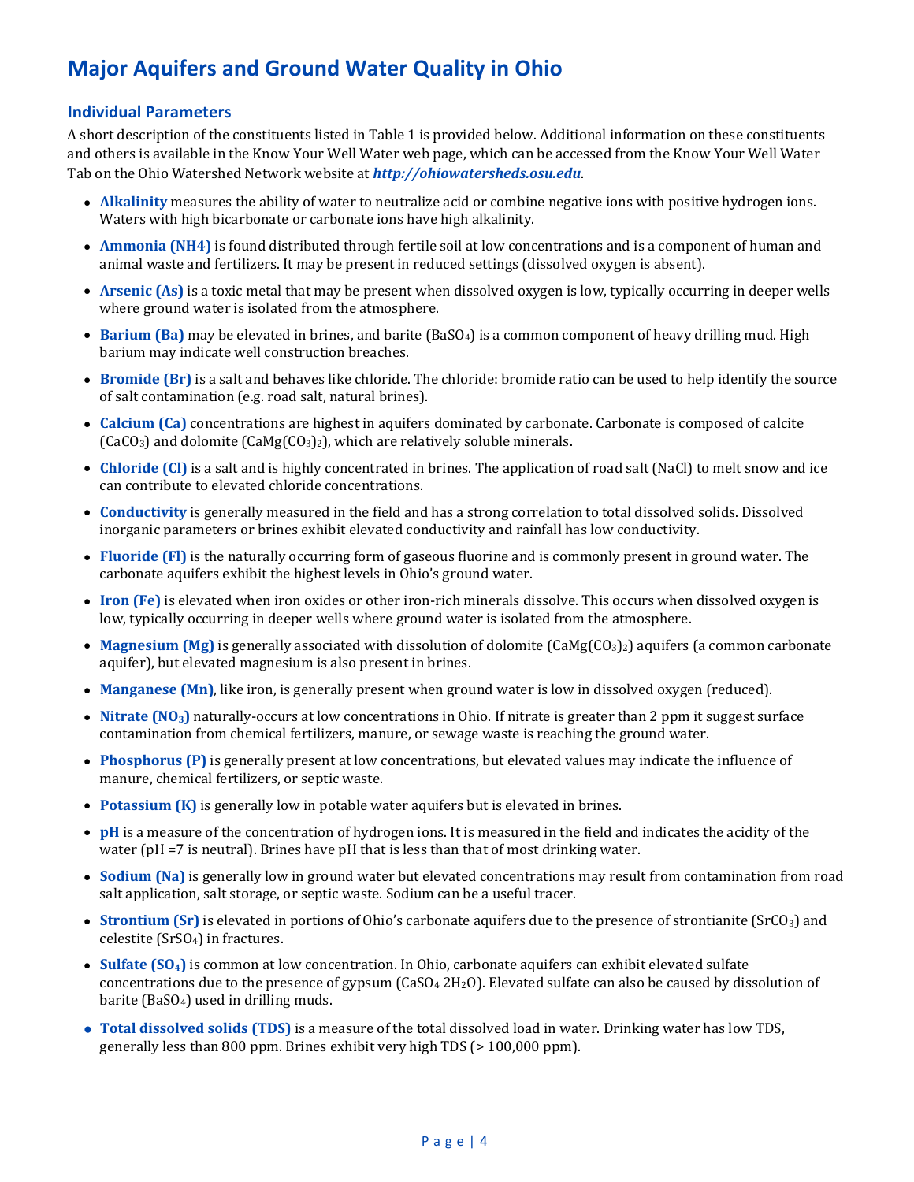# Major Aquifers and Ground Water Quality in Ohio

## Individual Parameters

A short description of the constituents listed in Table 1 is provided below. Additional information on these constituents and others is available in the Know Your Well Water web page, which can be accessed from the Know Your Well Water Tab on the Ohio Watershed Network website at ***http://ohiowatersheds.osu.edu***.

- **Alkalinity** measures the ability of water to neutralize acid or combine negative ions with positive hydrogen ions. Waters with high bicarbonate or carbonate ions have high alkalinity.
- **Ammonia (NH4)** is found distributed through fertile soil at low concentrations and is a component of human and animal waste and fertilizers. It may be present in reduced settings (dissolved oxygen is absent).
- **Arsenic (As)** is a toxic metal that may be present when dissolved oxygen is low, typically occurring in deeper wells where ground water is isolated from the atmosphere.
- **Barium (Ba)** may be elevated in brines, and barite ($BaSO_4$) is a common component of heavy drilling mud. High barium may indicate well construction breaches.
- **Bromide (Br)** is a salt and behaves like chloride. The chloride: bromide ratio can be used to help identify the source of salt contamination (e.g. road salt, natural brines).
- **Calcium (Ca)** concentrations are highest in aquifers dominated by carbonate. Carbonate is composed of calcite ($CaCO_3$) and dolomite ($CaMg(CO_3)_2$), which are relatively soluble minerals.
- **Chloride (Cl)** is a salt and is highly concentrated in brines. The application of road salt (NaCl) to melt snow and ice can contribute to elevated chloride concentrations.
- **Conductivity** is generally measured in the field and has a strong correlation to total dissolved solids. Dissolved inorganic parameters or brines exhibit elevated conductivity and rainfall has low conductivity.
- **Fluoride (Fl)** is the naturally occurring form of gaseous fluorine and is commonly present in ground water. The carbonate aquifers exhibit the highest levels in Ohio's ground water.
- **Iron (Fe)** is elevated when iron oxides or other iron-rich minerals dissolve. This occurs when dissolved oxygen is low, typically occurring in deeper wells where ground water is isolated from the atmosphere.
- **Magnesium (Mg)** is generally associated with dissolution of dolomite ($CaMg(CO_3)_2$) aquifers (a common carbonate aquifer), but elevated magnesium is also present in brines.
- **Manganese (Mn)**, like iron, is generally present when ground water is low in dissolved oxygen (reduced).
- **Nitrate ($NO_3$)** naturally-occurs at low concentrations in Ohio. If nitrate is greater than 2 ppm it suggest surface contamination from chemical fertilizers, manure, or sewage waste is reaching the ground water.
- **Phosphorus (P)** is generally present at low concentrations, but elevated values may indicate the influence of manure, chemical fertilizers, or septic waste.
- **Potassium (K)** is generally low in potable water aquifers but is elevated in brines.
- **pH** is a measure of the concentration of hydrogen ions. It is measured in the field and indicates the acidity of the water (pH =7 is neutral). Brines have pH that is less than that of most drinking water.
- **Sodium (Na)** is generally low in ground water but elevated concentrations may result from contamination from road salt application, salt storage, or septic waste. Sodium can be a useful tracer.
- **Strontium (Sr)** is elevated in portions of Ohio's carbonate aquifers due to the presence of strontianite ($SrCO_3$) and celestite ($SrSO_4$) in fractures.
- **Sulfate ($SO_4$)** is common at low concentration. In Ohio, carbonate aquifers can exhibit elevated sulfate concentrations due to the presence of gypsum ($CaSO_4\ 2H_2O$). Elevated sulfate can also be caused by dissolution of barite ($BaSO_4$) used in drilling muds.
- **Total dissolved solids (TDS)** is a measure of the total dissolved load in water. Drinking water has low TDS, generally less than 800 ppm. Brines exhibit very high TDS (> 100,000 ppm).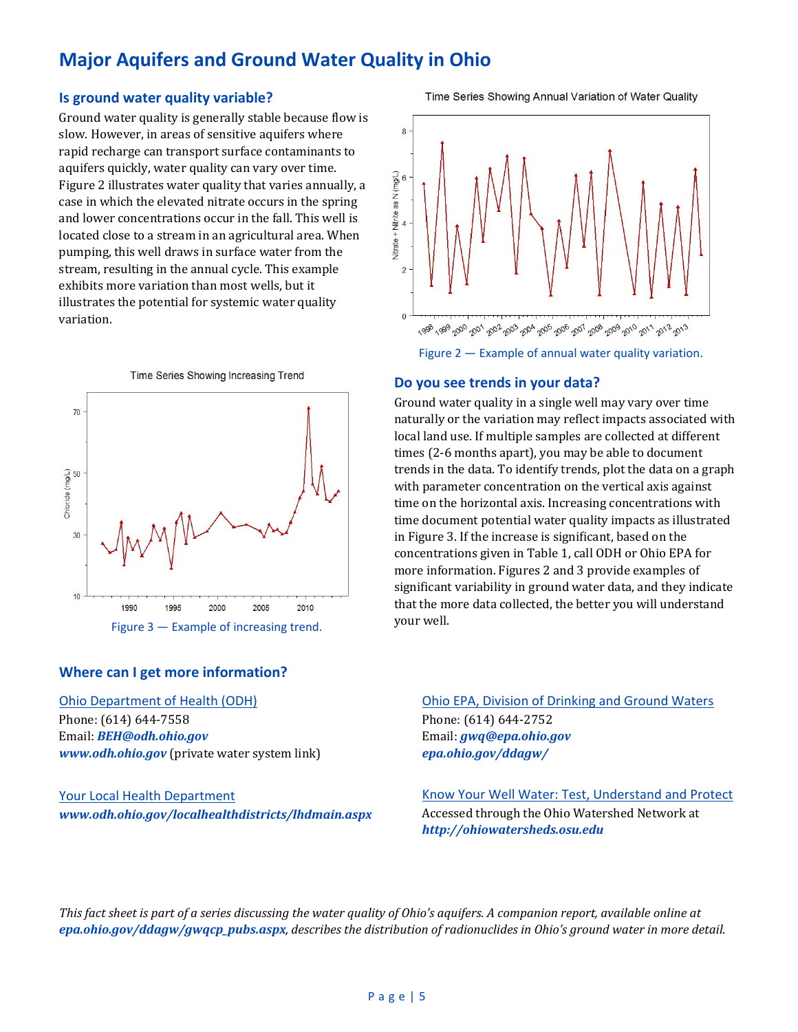# Major Aquifers and Ground Water Quality in Ohio

## Is ground water quality variable?

Ground water quality is generally stable because flow is slow. However, in areas of sensitive aquifers where rapid recharge can transport surface contaminants to aquifers quickly, water quality can vary over time. Figure 2 illustrates water quality that varies annually, a case in which the elevated nitrate occurs in the spring and lower concentrations occur in the fall. This well is located close to a stream in an agricultural area. When pumping, this well draws in surface water from the stream, resulting in the annual cycle. This example exhibits more variation than most wells, but it illustrates the potential for systemic water quality variation.

Time Series Showing Annual Variation of Water Quality

Nitrate + Nitrite as N (mg/L)

0
2
4
6
8

1998 1999 2000 2001 2002 2003 2004 2005 2006 2007 2008 2009 2010 2011 2012 2013

Figure 2 — Example of annual water quality variation.

Time Series Showing Increasing Trend

Chloride (mg/L)

10
30
50
70

1990 1995 2000 2005 2010

Figure 3 — Example of increasing trend.

## Do you see trends in your data?

Ground water quality in a single well may vary over time naturally or the variation may reflect impacts associated with local land use. If multiple samples are collected at different times (2-6 months apart), you may be able to document trends in the data. To identify trends, plot the data on a graph with parameter concentration on the vertical axis against time on the horizontal axis. Increasing concentrations with time document potential water quality impacts as illustrated in Figure 3. If the increase is significant, based on the concentrations given in Table 1, call ODH or Ohio EPA for more information. Figures 2 and 3 provide examples of significant variability in ground water data, and they indicate that the more data collected, the better you will understand your well.

## Where can I get more information?

Ohio Department of Health (ODH)
Phone: (614) 644-7558
Email: ***BEH@odh.ohio.gov***
***www.odh.ohio.gov*** (private water system link)

Your Local Health Department
***www.odh.ohio.gov/localhealthdistricts/lhdmain.aspx***

Ohio EPA, Division of Drinking and Ground Waters
Phone: (614) 644-2752
Email: ***gwq@epa.ohio.gov***
***epa.ohio.gov/ddagw/***

Know Your Well Water: Test, Understand and Protect
Accessed through the Ohio Watershed Network at
***http://ohiowatersheds.osu.edu***

*This fact sheet is part of a series discussing the water quality of Ohio's aquifers. A companion report, available online at **epa.ohio.gov/ddagw/gwqcp_pubs.aspx**, describes the distribution of radionuclides in Ohio's ground water in more detail.*